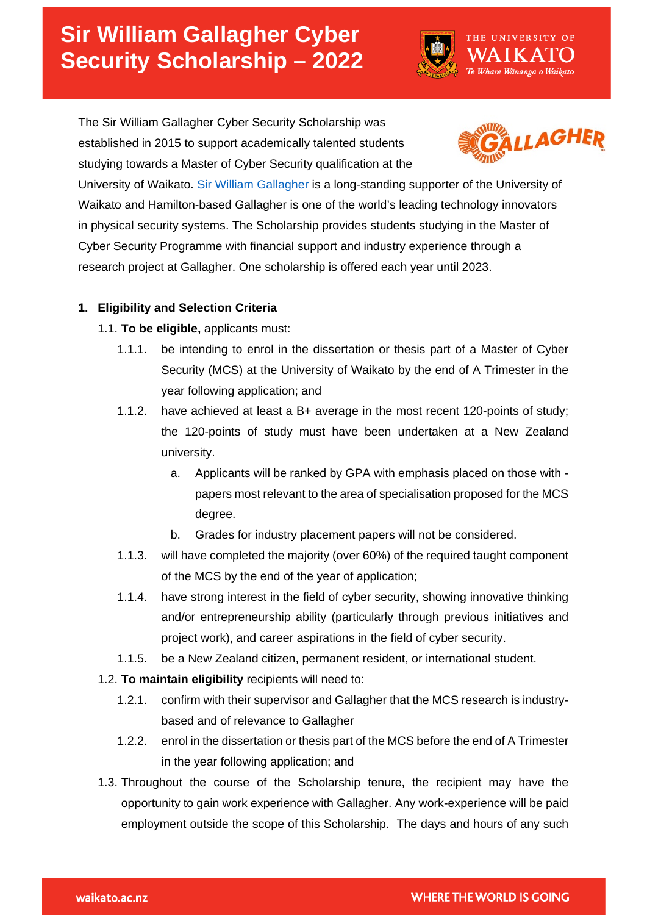# Sir William Gallagher Cyber Security Scholarship – 2022

The Sir William Gallagher Cyber Security Scholarship was established in 2015 to support academically talented students studying towards a Master of Cyber Security qualification at the University of Waikato. Sir William Gallagher is a long-standing supporter of the University of Waikato and Hamilton-based Gallagher is one of the world's leading technology innovators in physical security systems. The Scholarship provides students studying in the Master of Cyber Security Programme with financial support and industry experience through a research project at Gallagher. One scholarship is offered each year until 2023.

**1. Eligibility and Selection Criteria**

1.1. **To be eligible,** applicants must:

1.1.1. be intending to enrol in the dissertation or thesis part of a Master of Cyber Security (MCS) at the University of Waikato by the end of A Trimester in the year following application; and

1.1.2. have achieved at least a B+ average in the most recent 120-points of study; the 120-points of study must have been undertaken at a New Zealand university.

a. Applicants will be ranked by GPA with emphasis placed on those with - papers most relevant to the area of specialisation proposed for the MCS degree.

b. Grades for industry placement papers will not be considered.

1.1.3. will have completed the majority (over 60%) of the required taught component of the MCS by the end of the year of application;

1.1.4. have strong interest in the field of cyber security, showing innovative thinking and/or entrepreneurship ability (particularly through previous initiatives and project work), and career aspirations in the field of cyber security.

1.1.5. be a New Zealand citizen, permanent resident, or international student.

1.2. **To maintain eligibility** recipients will need to:

1.2.1. confirm with their supervisor and Gallagher that the MCS research is industry-based and of relevance to Gallagher

1.2.2. enrol in the dissertation or thesis part of the MCS before the end of A Trimester in the year following application; and

1.3. Throughout the course of the Scholarship tenure, the recipient may have the opportunity to gain work experience with Gallagher. Any work-experience will be paid employment outside the scope of this Scholarship. The days and hours of any such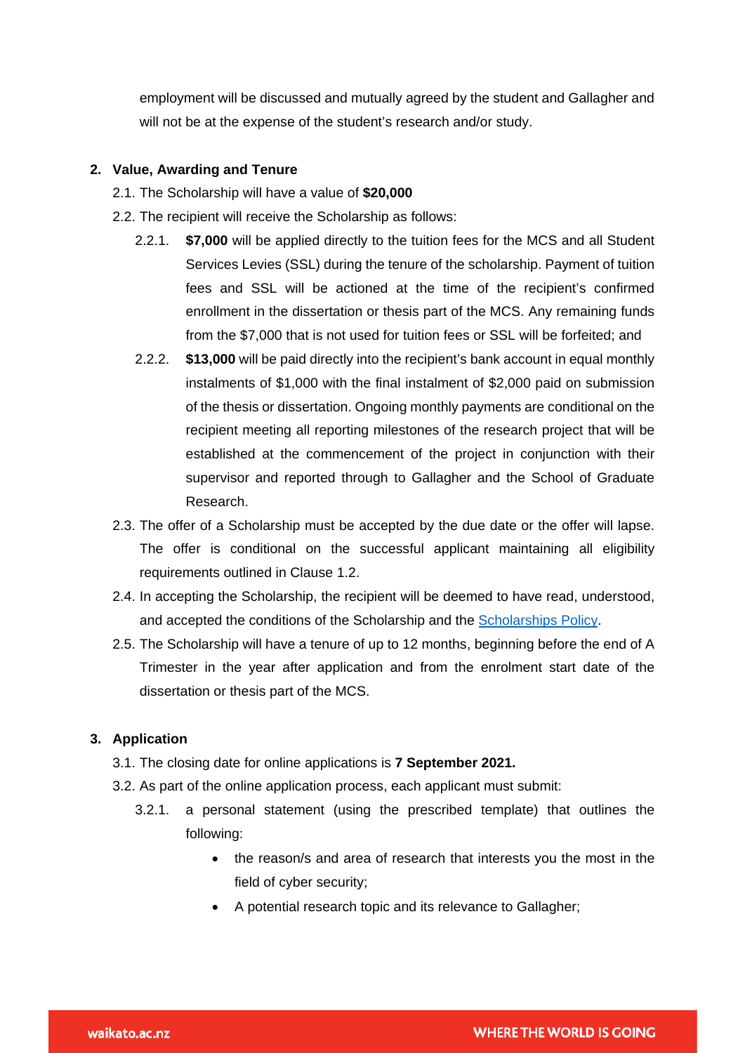employment will be discussed and mutually agreed by the student and Gallagher and will not be at the expense of the student's research and/or study.

## 2. Value, Awarding and Tenure

2.1. The Scholarship will have a value of **$20,000**

2.2. The recipient will receive the Scholarship as follows:

2.2.1. **$7,000** will be applied directly to the tuition fees for the MCS and all Student Services Levies (SSL) during the tenure of the scholarship. Payment of tuition fees and SSL will be actioned at the time of the recipient's confirmed enrollment in the dissertation or thesis part of the MCS. Any remaining funds from the $7,000 that is not used for tuition fees or SSL will be forfeited; and

2.2.2. **$13,000** will be paid directly into the recipient's bank account in equal monthly instalments of $1,000 with the final instalment of $2,000 paid on submission of the thesis or dissertation. Ongoing monthly payments are conditional on the recipient meeting all reporting milestones of the research project that will be established at the commencement of the project in conjunction with their supervisor and reported through to Gallagher and the School of Graduate Research.

2.3. The offer of a Scholarship must be accepted by the due date or the offer will lapse. The offer is conditional on the successful applicant maintaining all eligibility requirements outlined in Clause 1.2.

2.4. In accepting the Scholarship, the recipient will be deemed to have read, understood, and accepted the conditions of the Scholarship and the Scholarships Policy.

2.5. The Scholarship will have a tenure of up to 12 months, beginning before the end of A Trimester in the year after application and from the enrolment start date of the dissertation or thesis part of the MCS.

## 3. Application

3.1. The closing date for online applications is **7 September 2021.**

3.2. As part of the online application process, each applicant must submit:

3.2.1. a personal statement (using the prescribed template) that outlines the following:

- the reason/s and area of research that interests you the most in the field of cyber security;
- A potential research topic and its relevance to Gallagher;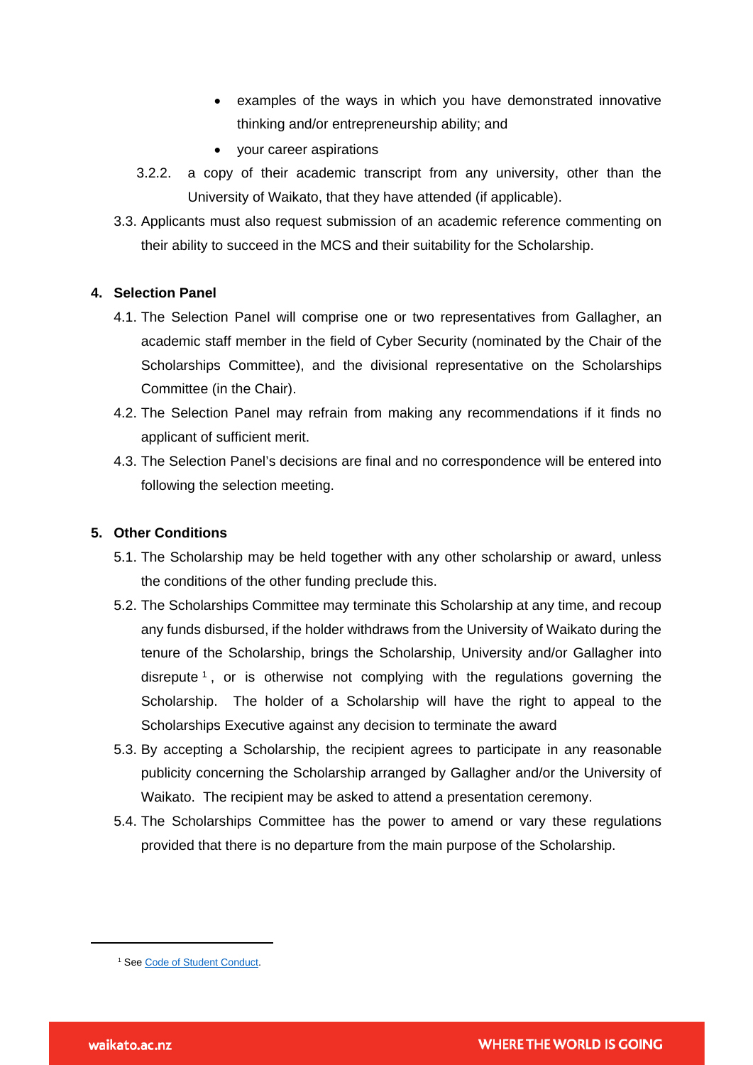- examples of the ways in which you have demonstrated innovative thinking and/or entrepreneurship ability; and
- your career aspirations

3.2.2. a copy of their academic transcript from any university, other than the University of Waikato, that they have attended (if applicable).

3.3. Applicants must also request submission of an academic reference commenting on their ability to succeed in the MCS and their suitability for the Scholarship.

## 4. Selection Panel

4.1. The Selection Panel will comprise one or two representatives from Gallagher, an academic staff member in the field of Cyber Security (nominated by the Chair of the Scholarships Committee), and the divisional representative on the Scholarships Committee (in the Chair).

4.2. The Selection Panel may refrain from making any recommendations if it finds no applicant of sufficient merit.

4.3. The Selection Panel's decisions are final and no correspondence will be entered into following the selection meeting.

## 5. Other Conditions

5.1. The Scholarship may be held together with any other scholarship or award, unless the conditions of the other funding preclude this.

5.2. The Scholarships Committee may terminate this Scholarship at any time, and recoup any funds disbursed, if the holder withdraws from the University of Waikato during the tenure of the Scholarship, brings the Scholarship, University and/or Gallagher into disrepute [1], or is otherwise not complying with the regulations governing the Scholarship. The holder of a Scholarship will have the right to appeal to the Scholarships Executive against any decision to terminate the award

5.3. By accepting a Scholarship, the recipient agrees to participate in any reasonable publicity concerning the Scholarship arranged by Gallagher and/or the University of Waikato. The recipient may be asked to attend a presentation ceremony.

5.4. The Scholarships Committee has the power to amend or vary these regulations provided that there is no departure from the main purpose of the Scholarship.

---

[1] See Code of Student Conduct.